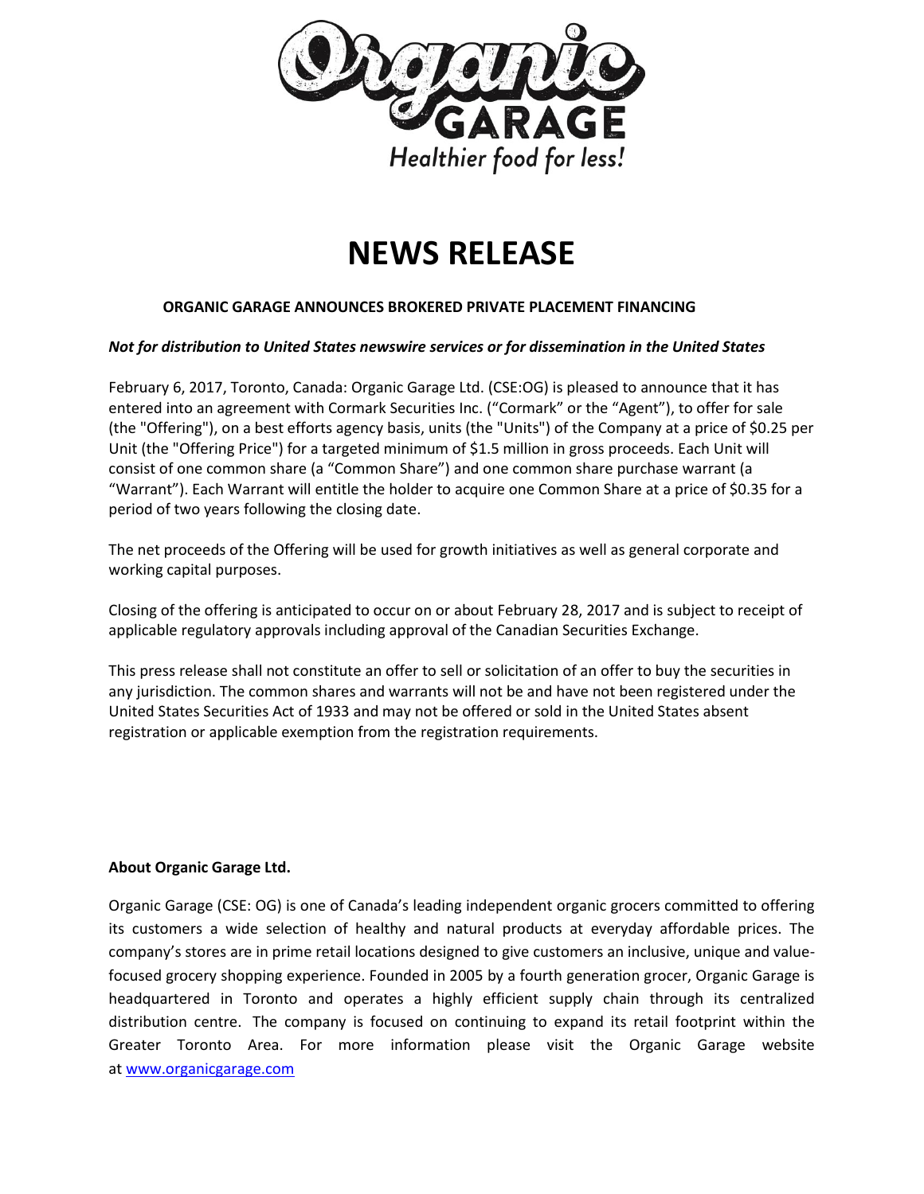Organic GARAGE

Healthier food for less!

# NEWS RELEASE

**ORGANIC GARAGE ANNOUNCES BROKERED PRIVATE PLACEMENT FINANCING**

***Not for distribution to United States newswire services or for dissemination in the United States***

February 6, 2017, Toronto, Canada: Organic Garage Ltd. (CSE:OG) is pleased to announce that it has entered into an agreement with Cormark Securities Inc. ("Cormark" or the "Agent"), to offer for sale (the "Offering"), on a best efforts agency basis, units (the "Units") of the Company at a price of $0.25 per Unit (the "Offering Price") for a targeted minimum of $1.5 million in gross proceeds. Each Unit will consist of one common share (a "Common Share") and one common share purchase warrant (a "Warrant"). Each Warrant will entitle the holder to acquire one Common Share at a price of $0.35 for a period of two years following the closing date.

The net proceeds of the Offering will be used for growth initiatives as well as general corporate and working capital purposes.

Closing of the offering is anticipated to occur on or about February 28, 2017 and is subject to receipt of applicable regulatory approvals including approval of the Canadian Securities Exchange.

This press release shall not constitute an offer to sell or solicitation of an offer to buy the securities in any jurisdiction. The common shares and warrants will not be and have not been registered under the United States Securities Act of 1933 and may not be offered or sold in the United States absent registration or applicable exemption from the registration requirements.

**About Organic Garage Ltd.**

Organic Garage (CSE: OG) is one of Canada's leading independent organic grocers committed to offering its customers a wide selection of healthy and natural products at everyday affordable prices. The company's stores are in prime retail locations designed to give customers an inclusive, unique and value-focused grocery shopping experience. Founded in 2005 by a fourth generation grocer, Organic Garage is headquartered in Toronto and operates a highly efficient supply chain through its centralized distribution centre. The company is focused on continuing to expand its retail footprint within the Greater Toronto Area. For more information please visit the Organic Garage website at [www.organicgarage.com](www.organicgarage.com)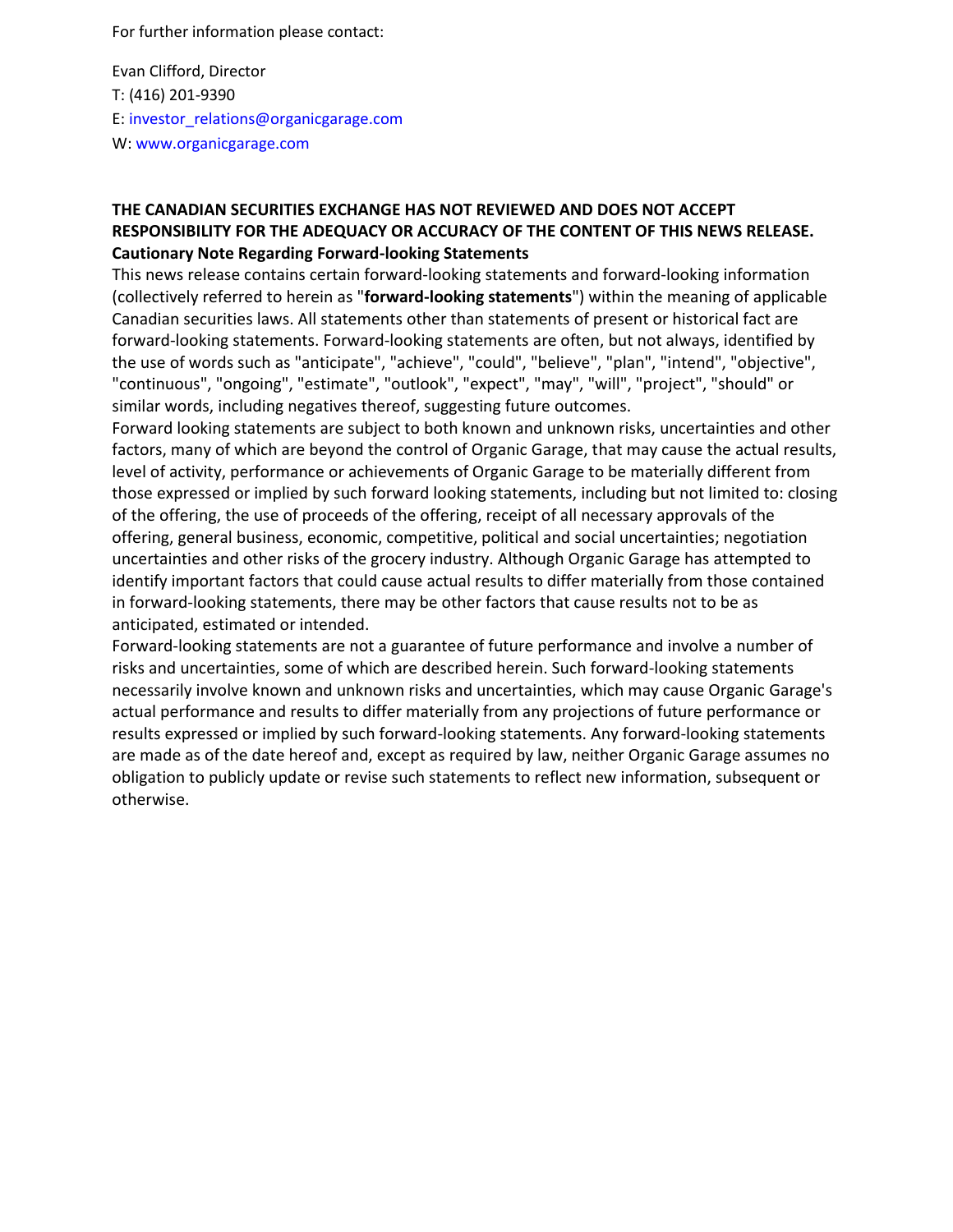For further information please contact:

Evan Clifford, Director
T: (416) 201-9390
E: investor_relations@organicgarage.com
W: www.organicgarage.com

**THE CANADIAN SECURITIES EXCHANGE HAS NOT REVIEWED AND DOES NOT ACCEPT RESPONSIBILITY FOR THE ADEQUACY OR ACCURACY OF THE CONTENT OF THIS NEWS RELEASE.**

**Cautionary Note Regarding Forward-looking Statements**

This news release contains certain forward-looking statements and forward-looking information (collectively referred to herein as "**forward-looking statements**") within the meaning of applicable Canadian securities laws. All statements other than statements of present or historical fact are forward-looking statements. Forward-looking statements are often, but not always, identified by the use of words such as "anticipate", "achieve", "could", "believe", "plan", "intend", "objective", "continuous", "ongoing", "estimate", "outlook", "expect", "may", "will", "project", "should" or similar words, including negatives thereof, suggesting future outcomes.

Forward looking statements are subject to both known and unknown risks, uncertainties and other factors, many of which are beyond the control of Organic Garage, that may cause the actual results, level of activity, performance or achievements of Organic Garage to be materially different from those expressed or implied by such forward looking statements, including but not limited to: closing of the offering, the use of proceeds of the offering, receipt of all necessary approvals of the offering, general business, economic, competitive, political and social uncertainties; negotiation uncertainties and other risks of the grocery industry. Although Organic Garage has attempted to identify important factors that could cause actual results to differ materially from those contained in forward-looking statements, there may be other factors that cause results not to be as anticipated, estimated or intended.

Forward-looking statements are not a guarantee of future performance and involve a number of risks and uncertainties, some of which are described herein. Such forward-looking statements necessarily involve known and unknown risks and uncertainties, which may cause Organic Garage's actual performance and results to differ materially from any projections of future performance or results expressed or implied by such forward-looking statements. Any forward-looking statements are made as of the date hereof and, except as required by law, neither Organic Garage assumes no obligation to publicly update or revise such statements to reflect new information, subsequent or otherwise.